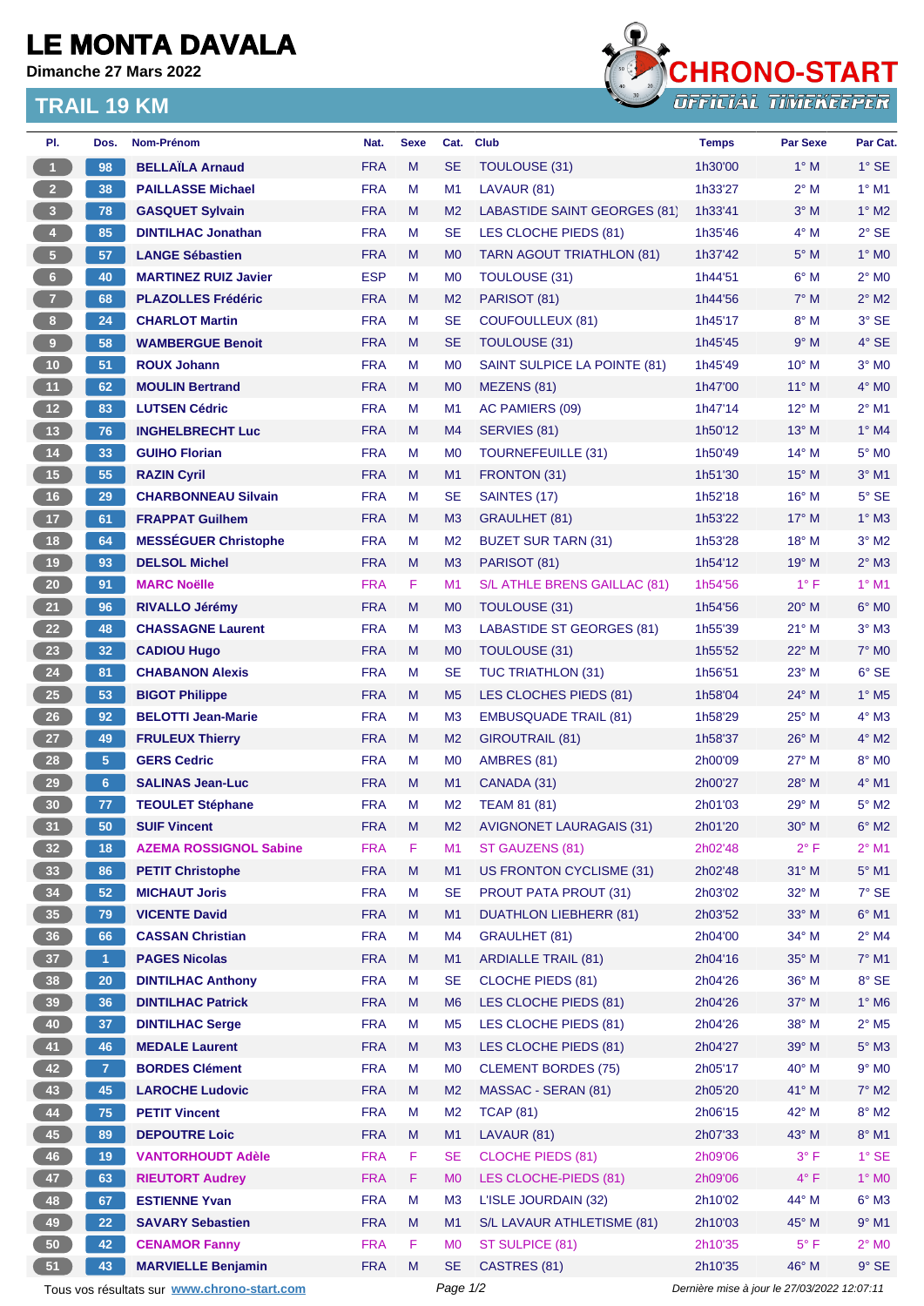# LE MONTA DAVALA

**Dimanche 27 Mars 2022**

## TRAIL 19 KM

| Pl. | Dos. | Nom-Prénom | Nat. | Sexe | Cat. | Club | Temps | Par Sexe | Par Cat. |
|---|---|---|---|---|---|---|---|---|---|
| 1 | 98 | **BELLAÏLA Arnaud** | FRA | M | SE | TOULOUSE (31) | 1h30'00 | 1° M | 1° SE |
| 2 | 38 | **PAILLASSE Michael** | FRA | M | M1 | LAVAUR (81) | 1h33'27 | 2° M | 1° M1 |
| 3 | 78 | **GASQUET Sylvain** | FRA | M | M2 | LABASTIDE SAINT GEORGES (81) | 1h33'41 | 3° M | 1° M2 |
| 4 | 85 | **DINTILHAC Jonathan** | FRA | M | SE | LES CLOCHE PIEDS (81) | 1h35'46 | 4° M | 2° SE |
| 5 | 57 | **LANGE Sébastien** | FRA | M | M0 | TARN AGOUT TRIATHLON (81) | 1h37'42 | 5° M | 1° M0 |
| 6 | 40 | **MARTINEZ RUIZ Javier** | ESP | M | M0 | TOULOUSE (31) | 1h44'51 | 6° M | 2° M0 |
| 7 | 68 | **PLAZOLLES Frédéric** | FRA | M | M2 | PARISOT (81) | 1h44'56 | 7° M | 2° M2 |
| 8 | 24 | **CHARLOT Martin** | FRA | M | SE | COUFOULLEUX (81) | 1h45'17 | 8° M | 3° SE |
| 9 | 58 | **WAMBERGUE Benoit** | FRA | M | SE | TOULOUSE (31) | 1h45'45 | 9° M | 4° SE |
| 10 | 51 | **ROUX Johann** | FRA | M | M0 | SAINT SULPICE LA POINTE (81) | 1h45'49 | 10° M | 3° M0 |
| 11 | 62 | **MOULIN Bertrand** | FRA | M | M0 | MEZENS (81) | 1h47'00 | 11° M | 4° M0 |
| 12 | 83 | **LUTSEN Cédric** | FRA | M | M1 | AC PAMIERS (09) | 1h47'14 | 12° M | 2° M1 |
| 13 | 76 | **INGHELBRECHT Luc** | FRA | M | M4 | SERVIES (81) | 1h50'12 | 13° M | 1° M4 |
| 14 | 33 | **GUIHO Florian** | FRA | M | M0 | TOURNEFEUILLE (31) | 1h50'49 | 14° M | 5° M0 |
| 15 | 55 | **RAZIN Cyril** | FRA | M | M1 | FRONTON (31) | 1h51'30 | 15° M | 3° M1 |
| 16 | 29 | **CHARBONNEAU Silvain** | FRA | M | SE | SAINTES (17) | 1h52'18 | 16° M | 5° SE |
| 17 | 61 | **FRAPPAT Guilhem** | FRA | M | M3 | GRAULHET (81) | 1h53'22 | 17° M | 1° M3 |
| 18 | 64 | **MESSÉGUER Christophe** | FRA | M | M2 | BUZET SUR TARN (31) | 1h53'28 | 18° M | 3° M2 |
| 19 | 93 | **DELSOL Michel** | FRA | M | M3 | PARISOT (81) | 1h54'12 | 19° M | 2° M3 |
| 20 | 91 | **MARC Noëlle** | FRA | F | M1 | S/L ATHLE BRENS GAILLAC (81) | 1h54'56 | 1° F | 1° M1 |
| 21 | 96 | **RIVALLO Jérémy** | FRA | M | M0 | TOULOUSE (31) | 1h54'56 | 20° M | 6° M0 |
| 22 | 48 | **CHASSAGNE Laurent** | FRA | M | M3 | LABASTIDE ST GEORGES (81) | 1h55'39 | 21° M | 3° M3 |
| 23 | 32 | **CADIOU Hugo** | FRA | M | M0 | TOULOUSE (31) | 1h55'52 | 22° M | 7° M0 |
| 24 | 81 | **CHABANON Alexis** | FRA | M | SE | TUC TRIATHLON (31) | 1h56'51 | 23° M | 6° SE |
| 25 | 53 | **BIGOT Philippe** | FRA | M | M5 | LES CLOCHES PIEDS (81) | 1h58'04 | 24° M | 1° M5 |
| 26 | 92 | **BELOTTI Jean-Marie** | FRA | M | M3 | EMBUSQUADE TRAIL (81) | 1h58'29 | 25° M | 4° M3 |
| 27 | 49 | **FRULEUX Thierry** | FRA | M | M2 | GIROUTRAIL (81) | 1h58'37 | 26° M | 4° M2 |
| 28 | 5 | **GERS Cedric** | FRA | M | M0 | AMBRES (81) | 2h00'09 | 27° M | 8° M0 |
| 29 | 6 | **SALINAS Jean-Luc** | FRA | M | M1 | CANADA (31) | 2h00'27 | 28° M | 4° M1 |
| 30 | 77 | **TEOULET Stéphane** | FRA | M | M2 | TEAM 81 (81) | 2h01'03 | 29° M | 5° M2 |
| 31 | 50 | **SUIF Vincent** | FRA | M | M2 | AVIGNONET LAURAGAIS (31) | 2h01'20 | 30° M | 6° M2 |
| 32 | 18 | **AZEMA ROSSIGNOL Sabine** | FRA | F | M1 | ST GAUZENS (81) | 2h02'48 | 2° F | 2° M1 |
| 33 | 86 | **PETIT Christophe** | FRA | M | M1 | US FRONTON CYCLISME (31) | 2h02'48 | 31° M | 5° M1 |
| 34 | 52 | **MICHAUT Joris** | FRA | M | SE | PROUT PATA PROUT (31) | 2h03'02 | 32° M | 7° SE |
| 35 | 79 | **VICENTE David** | FRA | M | M1 | DUATHLON LIEBHERR (81) | 2h03'52 | 33° M | 6° M1 |
| 36 | 66 | **CASSAN Christian** | FRA | M | M4 | GRAULHET (81) | 2h04'00 | 34° M | 2° M4 |
| 37 | 1 | **PAGES Nicolas** | FRA | M | M1 | ARDIALLE TRAIL (81) | 2h04'16 | 35° M | 7° M1 |
| 38 | 20 | **DINTILHAC Anthony** | FRA | M | SE | CLOCHE PIEDS (81) | 2h04'26 | 36° M | 8° SE |
| 39 | 36 | **DINTILHAC Patrick** | FRA | M | M6 | LES CLOCHE PIEDS (81) | 2h04'26 | 37° M | 1° M6 |
| 40 | 37 | **DINTILHAC Serge** | FRA | M | M5 | LES CLOCHE PIEDS (81) | 2h04'26 | 38° M | 2° M5 |
| 41 | 46 | **MEDALE Laurent** | FRA | M | M3 | LES CLOCHE PIEDS (81) | 2h04'27 | 39° M | 5° M3 |
| 42 | 7 | **BORDES Clément** | FRA | M | M0 | CLEMENT BORDES (75) | 2h05'17 | 40° M | 9° M0 |
| 43 | 45 | **LAROCHE Ludovic** | FRA | M | M2 | MASSAC - SERAN (81) | 2h05'20 | 41° M | 7° M2 |
| 44 | 75 | **PETIT Vincent** | FRA | M | M2 | TCAP (81) | 2h06'15 | 42° M | 8° M2 |
| 45 | 89 | **DEPOUTRE Loic** | FRA | M | M1 | LAVAUR (81) | 2h07'33 | 43° M | 8° M1 |
| 46 | 19 | **VANTORHOUDT Adèle** | FRA | F | SE | CLOCHE PIEDS (81) | 2h09'06 | 3° F | 1° SE |
| 47 | 63 | **RIEUTORT Audrey** | FRA | F | M0 | LES CLOCHE-PIEDS (81) | 2h09'06 | 4° F | 1° M0 |
| 48 | 67 | **ESTIENNE Yvan** | FRA | M | M3 | L'ISLE JOURDAIN (32) | 2h10'02 | 44° M | 6° M3 |
| 49 | 22 | **SAVARY Sebastien** | FRA | M | M1 | S/L LAVAUR ATHLETISME (81) | 2h10'03 | 45° M | 9° M1 |
| 50 | 42 | **CENAMOR Fanny** | FRA | F | M0 | ST SULPICE (81) | 2h10'35 | 5° F | 2° M0 |
| 51 | 43 | **MARVIELLE Benjamin** | FRA | M | SE | CASTRES (81) | 2h10'35 | 46° M | 9° SE |

Tous vos résultats sur www.chrono-start.com

*Dernière mise à jour le 27/03/2022 12:07:11*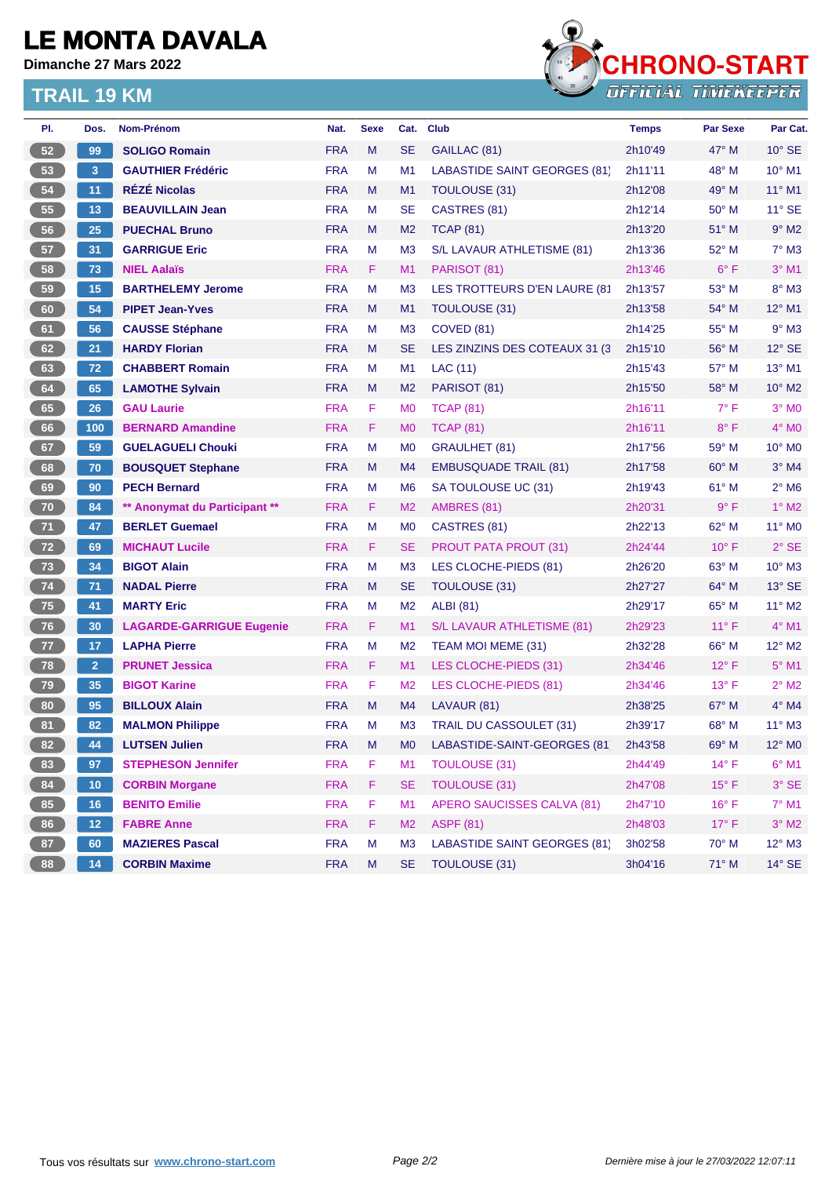# LE MONTA DAVALA

**Dimanche 27 Mars 2022**

## TRAIL 19 KM

CHRONO-START
OFFICIAL TIMEKEEPER

| Pl. | Dos. | Nom-Prénom | Nat. | Sexe | Cat. | Club | Temps | Par Sexe | Par Cat. |
|---|---|---|---|---|---|---|---|---|---|
| 52 | 99 | **SOLIGO Romain** | FRA | M | SE | GAILLAC (81) | 2h10'49 | 47° M | 10° SE |
| 53 | 3 | **GAUTHIER Frédéric** | FRA | M | M1 | LABASTIDE SAINT GEORGES (81) | 2h11'11 | 48° M | 10° M1 |
| 54 | 11 | **RÉZÉ Nicolas** | FRA | M | M1 | TOULOUSE (31) | 2h12'08 | 49° M | 11° M1 |
| 55 | 13 | **BEAUVILLAIN Jean** | FRA | M | SE | CASTRES (81) | 2h12'14 | 50° M | 11° SE |
| 56 | 25 | **PUECHAL Bruno** | FRA | M | M2 | TCAP (81) | 2h13'20 | 51° M | 9° M2 |
| 57 | 31 | **GARRIGUE Eric** | FRA | M | M3 | S/L LAVAUR ATHLETISME (81) | 2h13'36 | 52° M | 7° M3 |
| 58 | 73 | **NIEL Aalaïs** | FRA | F | M1 | PARISOT (81) | 2h13'46 | 6° F | 3° M1 |
| 59 | 15 | **BARTHELEMY Jerome** | FRA | M | M3 | LES TROTTEURS D'EN LAURE (81 | 2h13'57 | 53° M | 8° M3 |
| 60 | 54 | **PIPET Jean-Yves** | FRA | M | M1 | TOULOUSE (31) | 2h13'58 | 54° M | 12° M1 |
| 61 | 56 | **CAUSSE Stéphane** | FRA | M | M3 | COVED (81) | 2h14'25 | 55° M | 9° M3 |
| 62 | 21 | **HARDY Florian** | FRA | M | SE | LES ZINZINS DES COTEAUX 31 (3 | 2h15'10 | 56° M | 12° SE |
| 63 | 72 | **CHABBERT Romain** | FRA | M | M1 | LAC (11) | 2h15'43 | 57° M | 13° M1 |
| 64 | 65 | **LAMOTHE Sylvain** | FRA | M | M2 | PARISOT (81) | 2h15'50 | 58° M | 10° M2 |
| 65 | 26 | **GAU Laurie** | FRA | F | M0 | TCAP (81) | 2h16'11 | 7° F | 3° M0 |
| 66 | 100 | **BERNARD Amandine** | FRA | F | M0 | TCAP (81) | 2h16'11 | 8° F | 4° M0 |
| 67 | 59 | **GUELAGUELI Chouki** | FRA | M | M0 | GRAULHET (81) | 2h17'56 | 59° M | 10° M0 |
| 68 | 70 | **BOUSQUET Stephane** | FRA | M | M4 | EMBUSQUADE TRAIL (81) | 2h17'58 | 60° M | 3° M4 |
| 69 | 90 | **PECH Bernard** | FRA | M | M6 | SA TOULOUSE UC (31) | 2h19'43 | 61° M | 2° M6 |
| 70 | 84 | **** Anonymat du Participant **** | FRA | F | M2 | AMBRES (81) | 2h20'31 | 9° F | 1° M2 |
| 71 | 47 | **BERLET Guemael** | FRA | M | M0 | CASTRES (81) | 2h22'13 | 62° M | 11° M0 |
| 72 | 69 | **MICHAUT Lucile** | FRA | F | SE | PROUT PATA PROUT (31) | 2h24'44 | 10° F | 2° SE |
| 73 | 34 | **BIGOT Alain** | FRA | M | M3 | LES CLOCHE-PIEDS (81) | 2h26'20 | 63° M | 10° M3 |
| 74 | 71 | **NADAL Pierre** | FRA | M | SE | TOULOUSE (31) | 2h27'27 | 64° M | 13° SE |
| 75 | 41 | **MARTY Eric** | FRA | M | M2 | ALBI (81) | 2h29'17 | 65° M | 11° M2 |
| 76 | 30 | **LAGARDE-GARRIGUE Eugenie** | FRA | F | M1 | S/L LAVAUR ATHLETISME (81) | 2h29'23 | 11° F | 4° M1 |
| 77 | 17 | **LAPHA Pierre** | FRA | M | M2 | TEAM MOI MEME (31) | 2h32'28 | 66° M | 12° M2 |
| 78 | 2 | **PRUNET Jessica** | FRA | F | M1 | LES CLOCHE-PIEDS (31) | 2h34'46 | 12° F | 5° M1 |
| 79 | 35 | **BIGOT Karine** | FRA | F | M2 | LES CLOCHE-PIEDS (81) | 2h34'46 | 13° F | 2° M2 |
| 80 | 95 | **BILLOUX Alain** | FRA | M | M4 | LAVAUR (81) | 2h38'25 | 67° M | 4° M4 |
| 81 | 82 | **MALMON Philippe** | FRA | M | M3 | TRAIL DU CASSOULET (31) | 2h39'17 | 68° M | 11° M3 |
| 82 | 44 | **LUTSEN Julien** | FRA | M | M0 | LABASTIDE-SAINT-GEORGES (81 | 2h43'58 | 69° M | 12° M0 |
| 83 | 97 | **STEPHESON Jennifer** | FRA | F | M1 | TOULOUSE (31) | 2h44'49 | 14° F | 6° M1 |
| 84 | 10 | **CORBIN Morgane** | FRA | F | SE | TOULOUSE (31) | 2h47'08 | 15° F | 3° SE |
| 85 | 16 | **BENITO Emilie** | FRA | F | M1 | APERO SAUCISSES CALVA (81) | 2h47'10 | 16° F | 7° M1 |
| 86 | 12 | **FABRE Anne** | FRA | F | M2 | ASPF (81) | 2h48'03 | 17° F | 3° M2 |
| 87 | 60 | **MAZIERES Pascal** | FRA | M | M3 | LABASTIDE SAINT GEORGES (81) | 3h02'58 | 70° M | 12° M3 |
| 88 | 14 | **CORBIN Maxime** | FRA | M | SE | TOULOUSE (31) | 3h04'16 | 71° M | 14° SE |

Tous vos résultats sur www.chrono-start.com

*Dernière mise à jour le 27/03/2022 12:07:11*